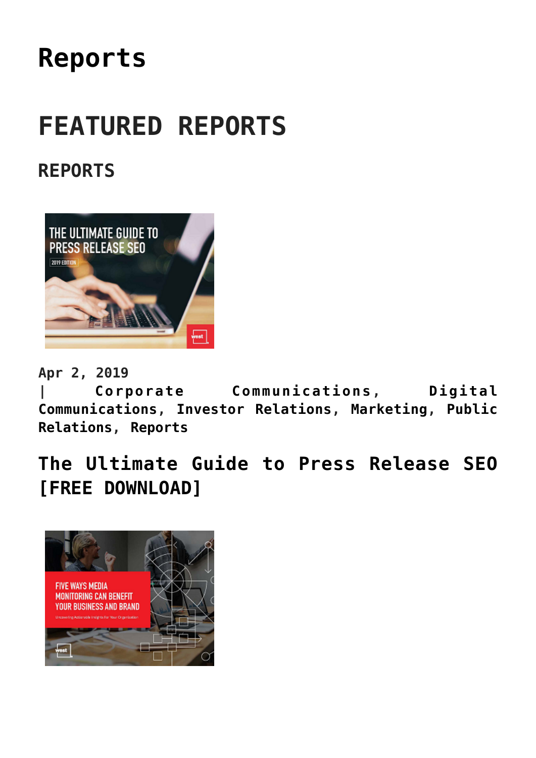# Reports

## FEATURED REPORTS

### REPORTS

Apr 2, 2019
| Corporate Communications, Digital Communications, Investor Relations, Marketing, Public Relations, Reports

### The Ultimate Guide to Press Release SEO [FREE DOWNLOAD]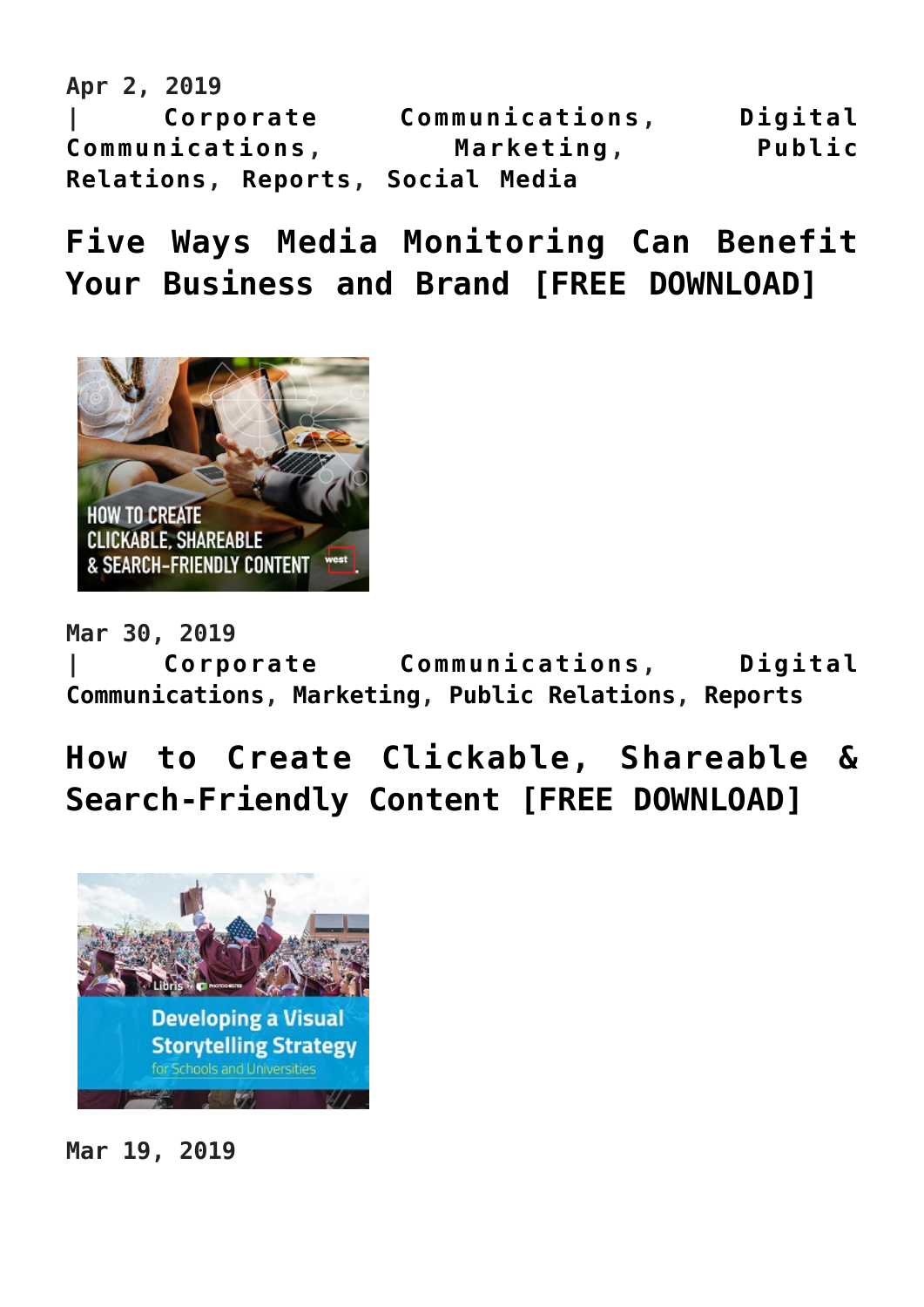Apr 2, 2019
| Corporate Communications, Digital Communications, Marketing, Public Relations, Reports, Social Media

## Five Ways Media Monitoring Can Benefit Your Business and Brand [FREE DOWNLOAD]

Mar 30, 2019
| Corporate Communications, Digital Communications, Marketing, Public Relations, Reports

## How to Create Clickable, Shareable & Search-Friendly Content [FREE DOWNLOAD]

Mar 19, 2019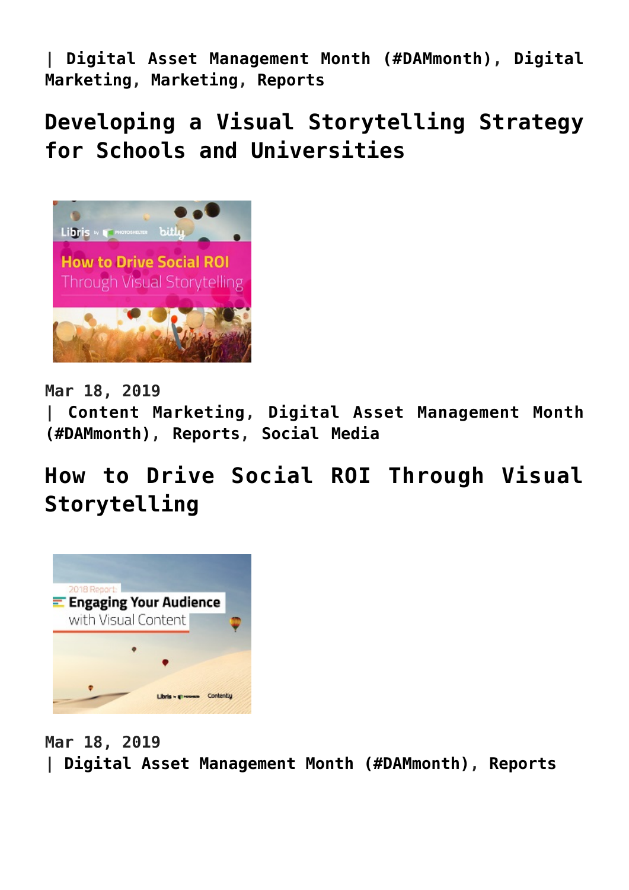| Digital Asset Management Month (#DAMmonth), Digital Marketing, Marketing, Reports

## Developing a Visual Storytelling Strategy for Schools and Universities

Mar 18, 2019
| Content Marketing, Digital Asset Management Month (#DAMmonth), Reports, Social Media

## How to Drive Social ROI Through Visual Storytelling

Mar 18, 2019
| Digital Asset Management Month (#DAMmonth), Reports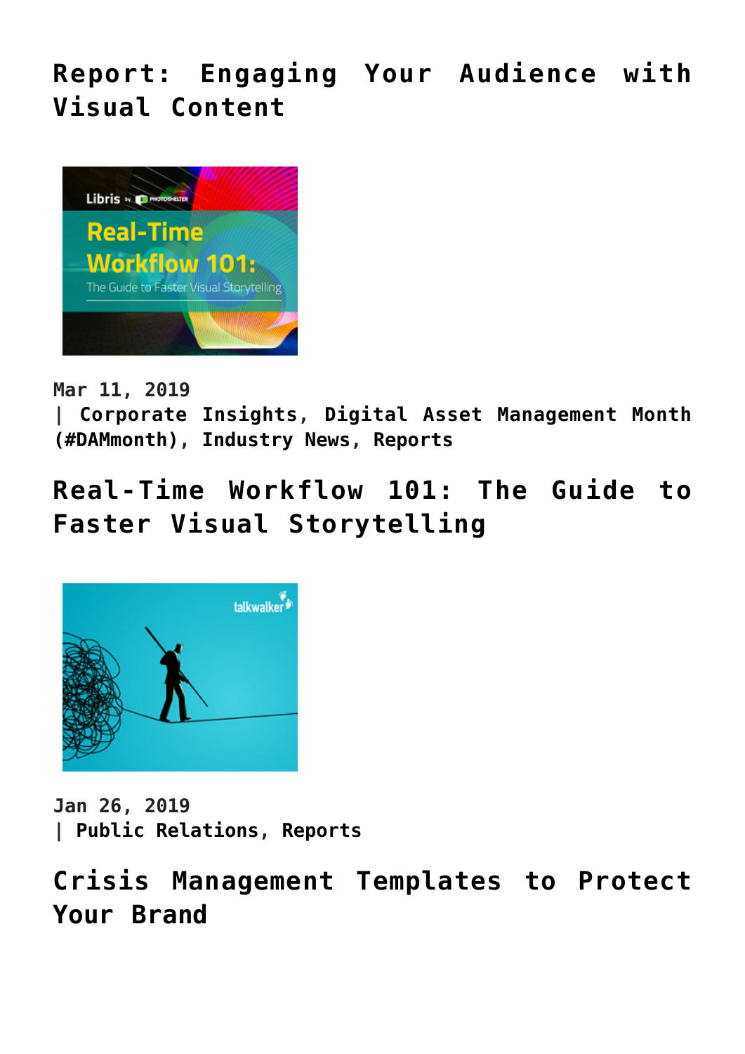## Report: Engaging Your Audience with Visual Content

Mar 11, 2019
| Corporate Insights, Digital Asset Management Month (#DAMmonth), Industry News, Reports

## Real-Time Workflow 101: The Guide to Faster Visual Storytelling

Jan 26, 2019
| Public Relations, Reports

## Crisis Management Templates to Protect Your Brand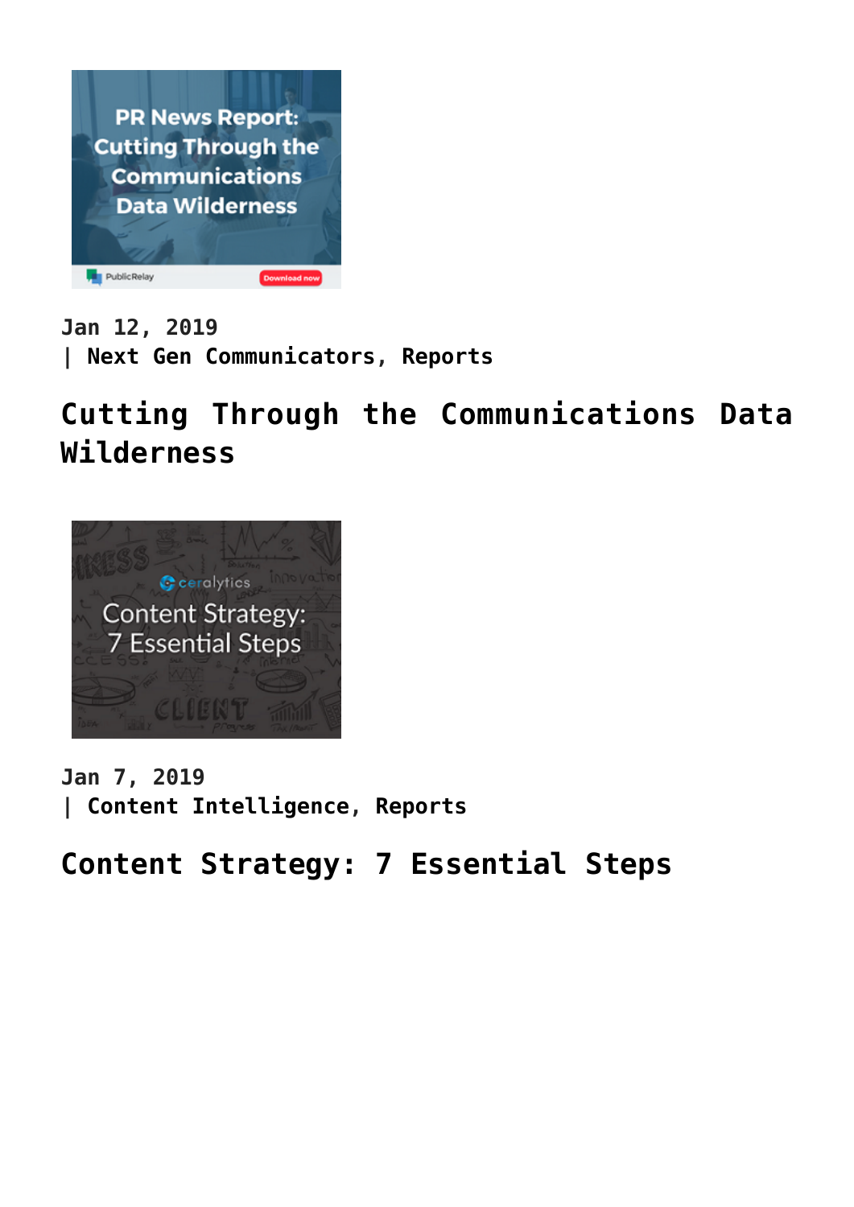Jan 12, 2019
| Next Gen Communicators, Reports

## Cutting Through the Communications Data Wilderness

Jan 7, 2019
| Content Intelligence, Reports

## Content Strategy: 7 Essential Steps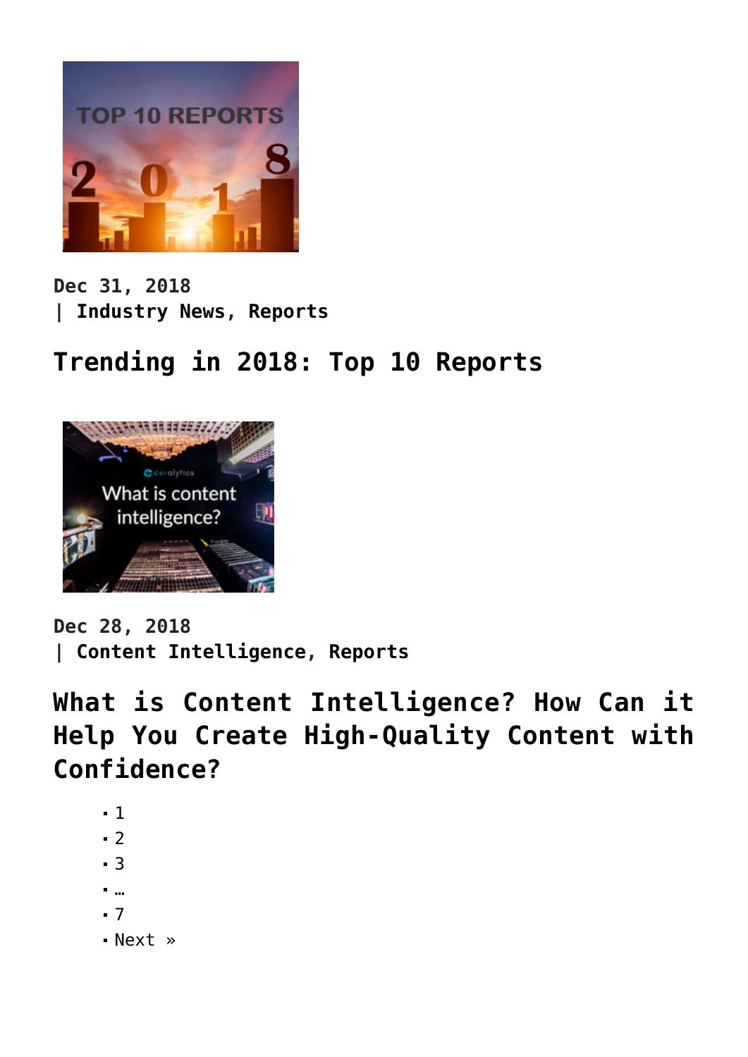Dec 31, 2018
| Industry News, Reports

## Trending in 2018: Top 10 Reports

Dec 28, 2018
| Content Intelligence, Reports

## What is Content Intelligence? How Can it Help You Create High-Quality Content with Confidence?

- 1
- 2
- 3
- …
- 7
- Next »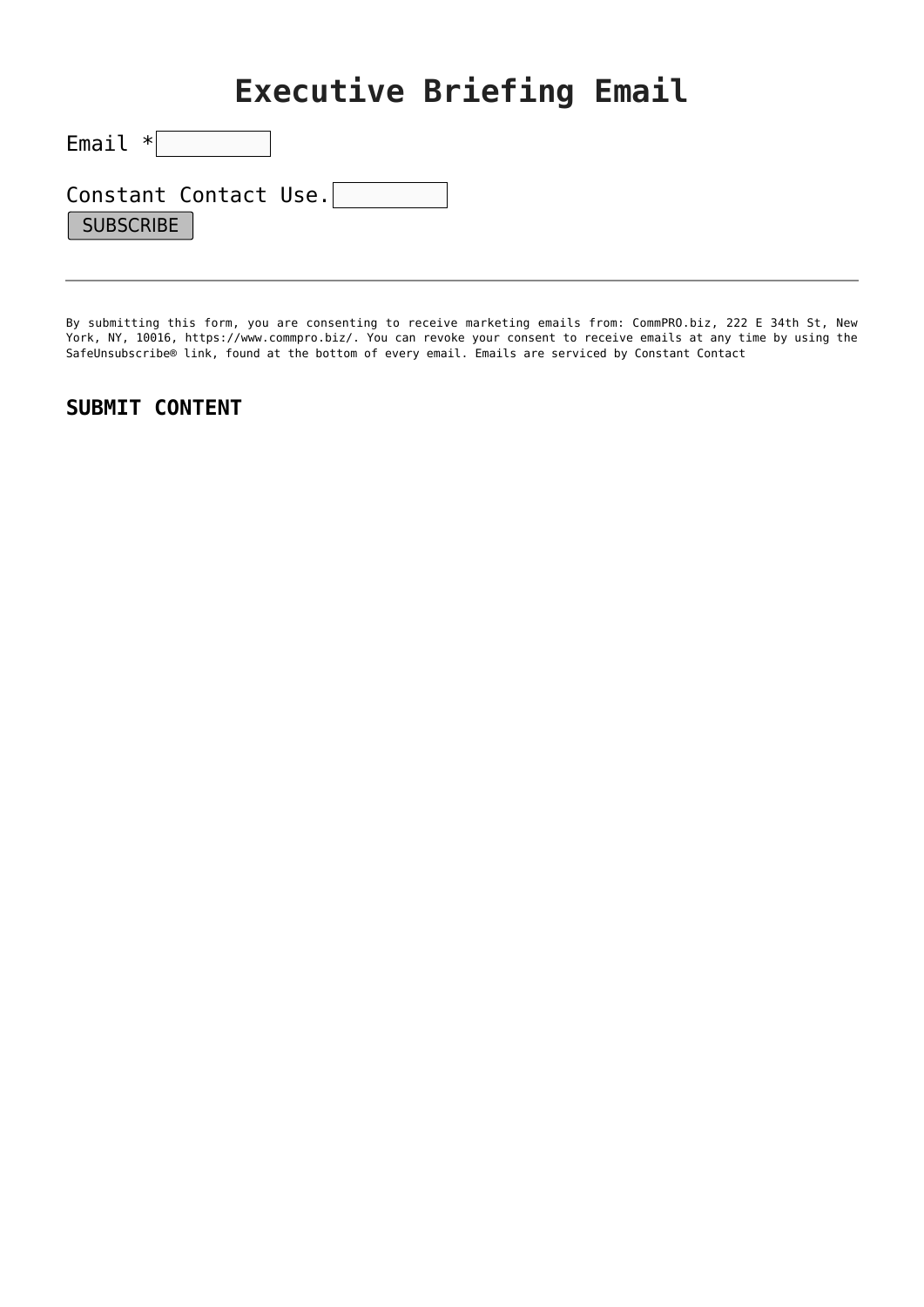# Executive Briefing Email

Email *

Constant Contact Use.

SUBSCRIBE

---

By submitting this form, you are consenting to receive marketing emails from: CommPRO.biz, 222 E 34th St, New York, NY, 10016, https://www.commpro.biz/. You can revoke your consent to receive emails at any time by using the SafeUnsubscribe® link, found at the bottom of every email. Emails are serviced by Constant Contact

### SUBMIT CONTENT